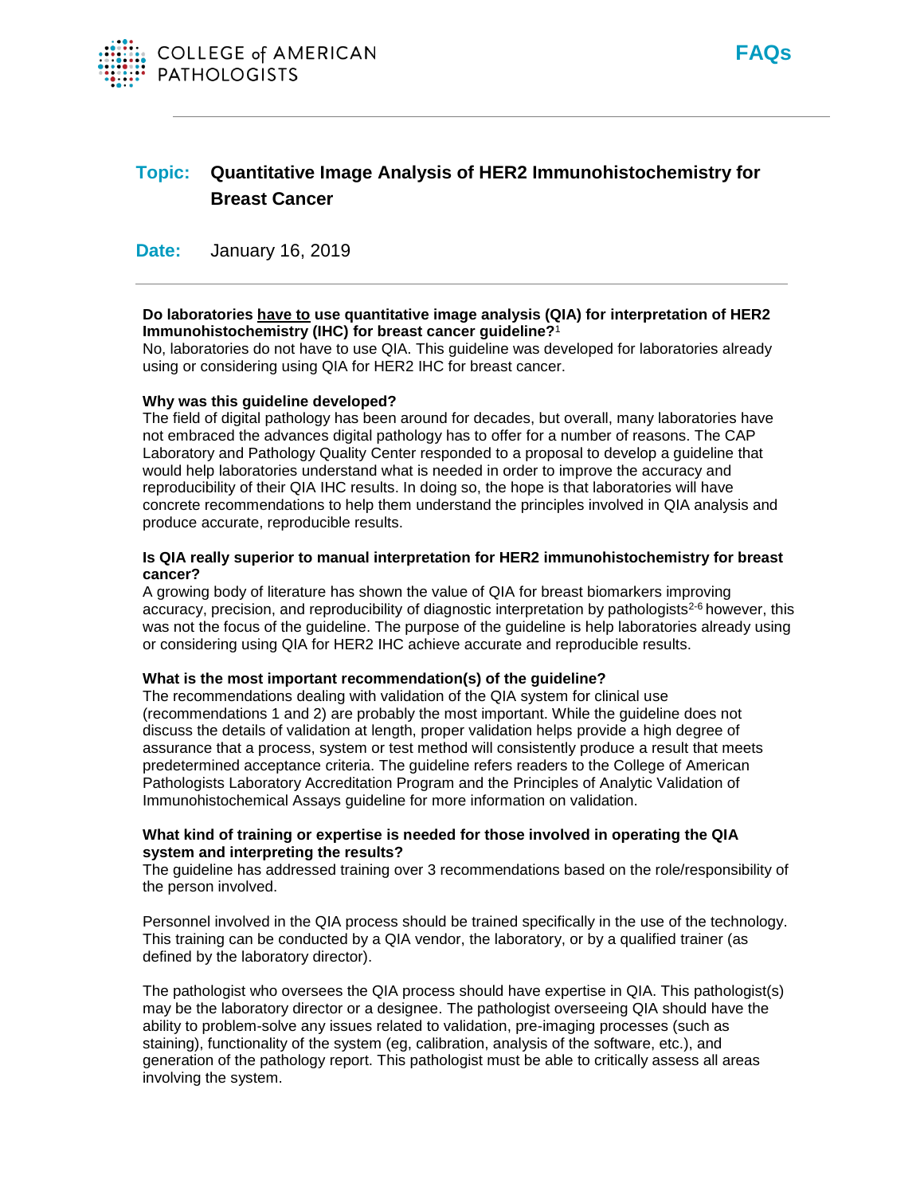# FAQs

**Topic: Quantitative Image Analysis of HER2 Immunohistochemistry for Breast Cancer**

**Date:** January 16, 2019

---

**Do laboratories <u>have to</u> use quantitative image analysis (QIA) for interpretation of HER2 Immunohistochemistry (IHC) for breast cancer guideline?**[1]

No, laboratories do not have to use QIA. This guideline was developed for laboratories already using or considering using QIA for HER2 IHC for breast cancer.

**Why was this guideline developed?**

The field of digital pathology has been around for decades, but overall, many laboratories have not embraced the advances digital pathology has to offer for a number of reasons. The CAP Laboratory and Pathology Quality Center responded to a proposal to develop a guideline that would help laboratories understand what is needed in order to improve the accuracy and reproducibility of their QIA IHC results. In doing so, the hope is that laboratories will have concrete recommendations to help them understand the principles involved in QIA analysis and produce accurate, reproducible results.

**Is QIA really superior to manual interpretation for HER2 immunohistochemistry for breast cancer?**

A growing body of literature has shown the value of QIA for breast biomarkers improving accuracy, precision, and reproducibility of diagnostic interpretation by pathologists[2-6] however, this was not the focus of the guideline. The purpose of the guideline is help laboratories already using or considering using QIA for HER2 IHC achieve accurate and reproducible results.

**What is the most important recommendation(s) of the guideline?**

The recommendations dealing with validation of the QIA system for clinical use (recommendations 1 and 2) are probably the most important. While the guideline does not discuss the details of validation at length, proper validation helps provide a high degree of assurance that a process, system or test method will consistently produce a result that meets predetermined acceptance criteria. The guideline refers readers to the College of American Pathologists Laboratory Accreditation Program and the Principles of Analytic Validation of Immunohistochemical Assays guideline for more information on validation.

**What kind of training or expertise is needed for those involved in operating the QIA system and interpreting the results?**

The guideline has addressed training over 3 recommendations based on the role/responsibility of the person involved.

Personnel involved in the QIA process should be trained specifically in the use of the technology. This training can be conducted by a QIA vendor, the laboratory, or by a qualified trainer (as defined by the laboratory director).

The pathologist who oversees the QIA process should have expertise in QIA. This pathologist(s) may be the laboratory director or a designee. The pathologist overseeing QIA should have the ability to problem-solve any issues related to validation, pre-imaging processes (such as staining), functionality of the system (eg, calibration, analysis of the software, etc.), and generation of the pathology report. This pathologist must be able to critically assess all areas involving the system.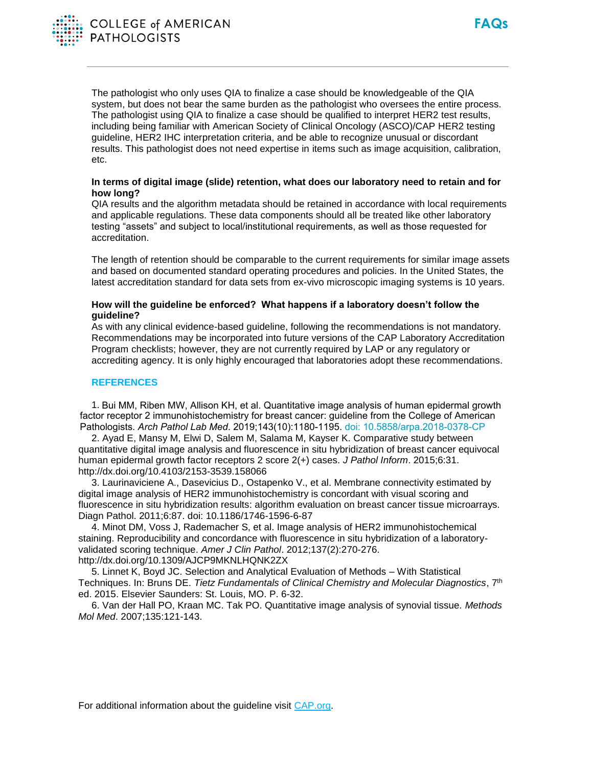The pathologist who only uses QIA to finalize a case should be knowledgeable of the QIA system, but does not bear the same burden as the pathologist who oversees the entire process. The pathologist using QIA to finalize a case should be qualified to interpret HER2 test results, including being familiar with American Society of Clinical Oncology (ASCO)/CAP HER2 testing guideline, HER2 IHC interpretation criteria, and be able to recognize unusual or discordant results. This pathologist does not need expertise in items such as image acquisition, calibration, etc.

**In terms of digital image (slide) retention, what does our laboratory need to retain and for how long?**

QIA results and the algorithm metadata should be retained in accordance with local requirements and applicable regulations. These data components should all be treated like other laboratory testing "assets" and subject to local/institutional requirements, as well as those requested for accreditation.

The length of retention should be comparable to the current requirements for similar image assets and based on documented standard operating procedures and policies. In the United States, the latest accreditation standard for data sets from ex-vivo microscopic imaging systems is 10 years.

**How will the guideline be enforced? What happens if a laboratory doesn't follow the guideline?**

As with any clinical evidence-based guideline, following the recommendations is not mandatory. Recommendations may be incorporated into future versions of the CAP Laboratory Accreditation Program checklists; however, they are not currently required by LAP or any regulatory or accrediting agency. It is only highly encouraged that laboratories adopt these recommendations.

## REFERENCES

1. Bui MM, Riben MW, Allison KH, et al. Quantitative image analysis of human epidermal growth factor receptor 2 immunohistochemistry for breast cancer: guideline from the College of American Pathologists. *Arch Pathol Lab Med*. 2019;143(10):1180-1195. doi: 10.5858/arpa.2018-0378-CP
2. Ayad E, Mansy M, Elwi D, Salem M, Salama M, Kayser K. Comparative study between quantitative digital image analysis and fluorescence in situ hybridization of breast cancer equivocal human epidermal growth factor receptors 2 score 2(+) cases. *J Pathol Inform*. 2015;6:31. http://dx.doi.org/10.4103/2153-3539.158066
3. Laurinaviciene A., Dasevicius D., Ostapenko V., et al. Membrane connectivity estimated by digital image analysis of HER2 immunohistochemistry is concordant with visual scoring and fluorescence in situ hybridization results: algorithm evaluation on breast cancer tissue microarrays. Diagn Pathol. 2011;6:87. doi: 10.1186/1746-1596-6-87
4. Minot DM, Voss J, Rademacher S, et al. Image analysis of HER2 immunohistochemical staining. Reproducibility and concordance with fluorescence in situ hybridization of a laboratory-validated scoring technique. *Amer J Clin Pathol*. 2012;137(2):270-276. http://dx.doi.org/10.1309/AJCP9MKNLHQNK2ZX
5. Linnet K, Boyd JC. Selection and Analytical Evaluation of Methods – With Statistical Techniques. In: Bruns DE. *Tietz Fundamentals of Clinical Chemistry and Molecular Diagnostics*, 7th ed. 2015. Elsevier Saunders: St. Louis, MO. P. 6-32.
6. Van der Hall PO, Kraan MC. Tak PO. Quantitative image analysis of synovial tissue. *Methods Mol Med*. 2007;135:121-143.

For additional information about the guideline visit CAP.org.